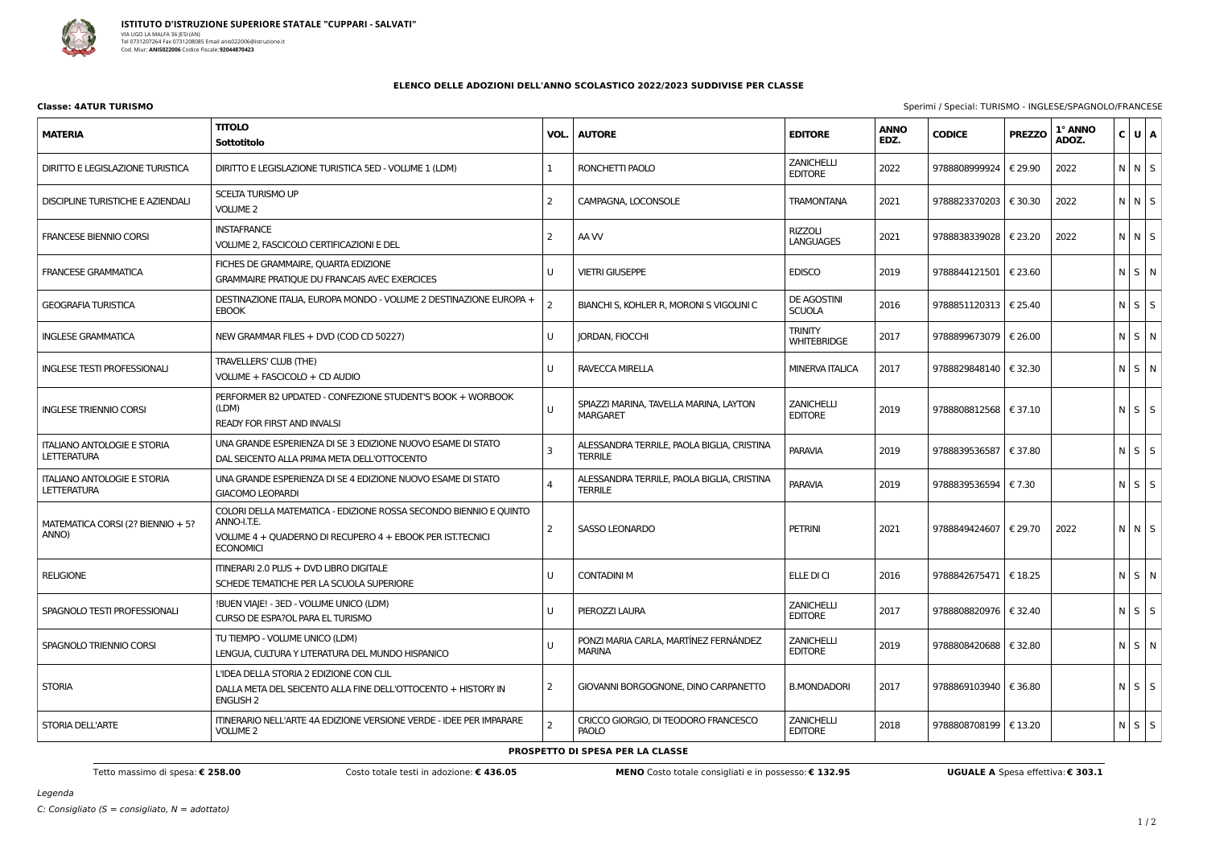**ISTITUTO D'ISTRUZIONE SUPERIORE STATALE "CUPPARI - SALVATI"**
VIA UGO LA MALFA 36 JESI (AN)
Tel 0731207264 Fax 0731208085 Email anis022006@istruzione.it
Cod. Miur: **ANIS022006** Codice Fiscale: **92044870423**

## ELENCO DELLE ADOZIONI DELL'ANNO SCOLASTICO 2022/2023 SUDDIVISE PER CLASSE

**Classe: 4ATUR TURISMO**

Sperimi / Special: TURISMO - INGLESE/SPAGNOLO/FRANCESE

| MATERIA | TITOLO Sottotitolo | VOL. | AUTORE | EDITORE | ANNO EDZ. | CODICE | PREZZO | 1° ANNO ADOZ. | C | U | A |
|---|---|---|---|---|---|---|---|---|---|---|---|
| DIRITTO E LEGISLAZIONE TURISTICA | DIRITTO E LEGISLAZIONE TURISTICA 5ED - VOLUME 1 (LDM) | 1 | RONCHETTI PAOLO | ZANICHELLI EDITORE | 2022 | 9788808999924 | € 29.90 | 2022 | N | N | S |
| DISCIPLINE TURISTICHE E AZIENDALI | SCELTA TURISMO UP<br>VOLUME 2 | 2 | CAMPAGNA, LOCONSOLE | TRAMONTANA | 2021 | 9788823370203 | € 30.30 | 2022 | N | N | S |
| FRANCESE BIENNIO CORSI | INSTAFRANCE<br>VOLUME 2, FASCICOLO CERTIFICAZIONI E DEL | 2 | AA VV | RIZZOLI LANGUAGES | 2021 | 9788838339028 | € 23.20 | 2022 | N | N | S |
| FRANCESE GRAMMATICA | FICHES DE GRAMMAIRE, QUARTA EDIZIONE<br>GRAMMAIRE PRATIQUE DU FRANCAIS AVEC EXERCICES | U | VIETRI GIUSEPPE | EDISCO | 2019 | 9788844121501 | € 23.60 | | N | S | N |
| GEOGRAFIA TURISTICA | DESTINAZIONE ITALIA, EUROPA MONDO - VOLUME 2 DESTINAZIONE EUROPA + EBOOK | 2 | BIANCHI S, KOHLER R, MORONI S VIGOLINI C | DE AGOSTINI SCUOLA | 2016 | 9788851120313 | € 25.40 | | N | S | S |
| INGLESE GRAMMATICA | NEW GRAMMAR FILES + DVD (COD CD 50227) | U | JORDAN, FIOCCHI | TRINITY WHITEBRIDGE | 2017 | 9788899673079 | € 26.00 | | N | S | N |
| INGLESE TESTI PROFESSIONALI | TRAVELLERS' CLUB (THE)<br>VOLUME + FASCICOLO + CD AUDIO | U | RAVECCA MIRELLA | MINERVA ITALICA | 2017 | 9788829848140 | € 32.30 | | N | S | N |
| INGLESE TRIENNIO CORSI | PERFORMER B2 UPDATED - CONFEZIONE STUDENT'S BOOK + WORBOOK (LDM)<br>READY FOR FIRST AND INVALSI | U | SPIAZZI MARINA, TAVELLA MARINA, LAYTON MARGARET | ZANICHELLI EDITORE | 2019 | 9788808812568 | € 37.10 | | N | S | S |
| ITALIANO ANTOLOGIE E STORIA LETTERATURA | UNA GRANDE ESPERIENZA DI SE 3 EDIZIONE NUOVO ESAME DI STATO<br>DAL SEICENTO ALLA PRIMA META DELL'OTTOCENTO | 3 | ALESSANDRA TERRILE, PAOLA BIGLIA, CRISTINA TERRILE | PARAVIA | 2019 | 9788839536587 | € 37.80 | | N | S | S |
| ITALIANO ANTOLOGIE E STORIA LETTERATURA | UNA GRANDE ESPERIENZA DI SE 4 EDIZIONE NUOVO ESAME DI STATO<br>GIACOMO LEOPARDI | 4 | ALESSANDRA TERRILE, PAOLA BIGLIA, CRISTINA TERRILE | PARAVIA | 2019 | 9788839536594 | € 7.30 | | N | S | S |
| MATEMATICA CORSI (2? BIENNIO + 5? ANNO) | COLORI DELLA MATEMATICA - EDIZIONE ROSSA SECONDO BIENNIO E QUINTO ANNO-I.T.E.<br>VOLUME 4 + QUADERNO DI RECUPERO 4 + EBOOK PER IST.TECNICI ECONOMICI | 2 | SASSO LEONARDO | PETRINI | 2021 | 9788849424607 | € 29.70 | 2022 | N | N | S |
| RELIGIONE | ITINERARI 2.0 PLUS + DVD LIBRO DIGITALE<br>SCHEDE TEMATICHE PER LA SCUOLA SUPERIORE | U | CONTADINI M | ELLE DI CI | 2016 | 9788842675471 | € 18.25 | | N | S | N |
| SPAGNOLO TESTI PROFESSIONALI | !BUEN VIAJE! - 3ED - VOLUME UNICO (LDM)<br>CURSO DE ESPA?OL PARA EL TURISMO | U | PIEROZZI LAURA | ZANICHELLI EDITORE | 2017 | 9788808820976 | € 32.40 | | N | S | S |
| SPAGNOLO TRIENNIO CORSI | TU TIEMPO - VOLUME UNICO (LDM)<br>LENGUA, CULTURA Y LITERATURA DEL MUNDO HISPANICO | U | PONZI MARIA CARLA, MARTÍNEZ FERNÁNDEZ MARINA | ZANICHELLI EDITORE | 2019 | 9788808420688 | € 32.80 | | N | S | N |
| STORIA | L'IDEA DELLA STORIA 2 EDIZIONE CON CLIL<br>DALLA META DEL SEICENTO ALLA FINE DELL'OTTOCENTO + HISTORY IN ENGLISH 2 | 2 | GIOVANNI BORGOGNONE, DINO CARPANETTO | B.MONDADORI | 2017 | 9788869103940 | € 36.80 | | N | S | S |
| STORIA DELL'ARTE | ITINERARIO NELL'ARTE 4A EDIZIONE VERSIONE VERDE - IDEE PER IMPARARE VOLUME 2 | 2 | CRICCO GIORGIO, DI TEODORO FRANCESCO PAOLO | ZANICHELLI EDITORE | 2018 | 9788808708199 | € 13.20 | | N | S | S |

**PROSPETTO DI SPESA PER LA CLASSE**

Tetto massimo di spesa: **€ 258.00** — Costo totale testi in adozione: **€ 436.05** — **MENO** Costo totale consigliati e in possesso: **€ 132.95** — **UGUALE A** Spesa effettiva: **€ 303.1**

*Legenda*

*C: Consigliato (S = consigliato, N = adottato)*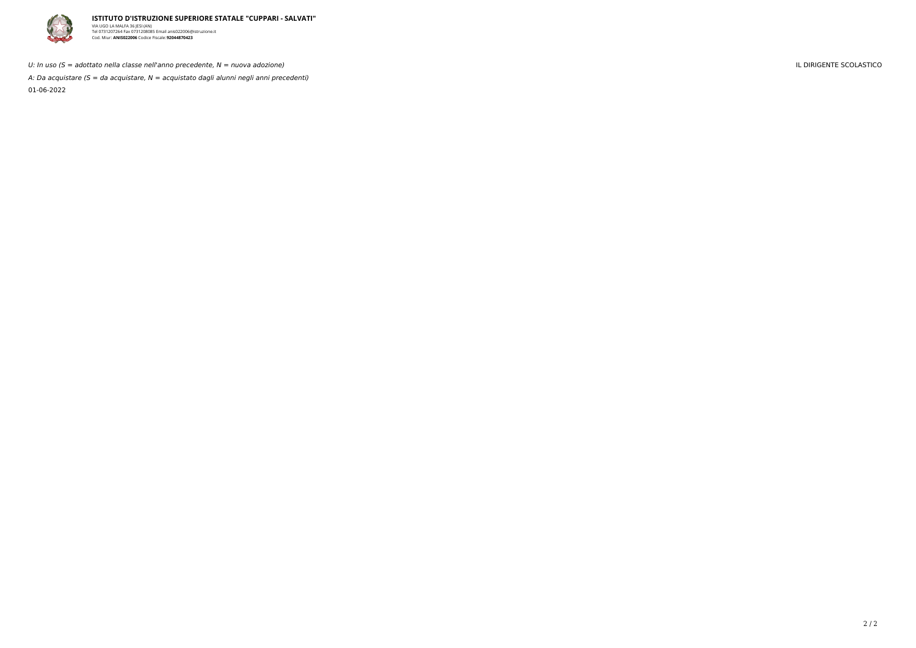**ISTITUTO D'ISTRUZIONE SUPERIORE STATALE "CUPPARI - SALVATI"**
VIA UGO LA MALFA 36 JESI (AN)
Tel 0731207264 Fax 0731208085 Email anis022006@istruzione.it
Cod. Miur: **ANIS022006** Codice Fiscale: **92044870423**

*U: In uso (S = adottato nella classe nell'anno precedente, N = nuova adozione)*

*A: Da acquistare (S = da acquistare, N = acquistato dagli alunni negli anni precedenti)*

01-06-2022

IL DIRIGENTE SCOLASTICO